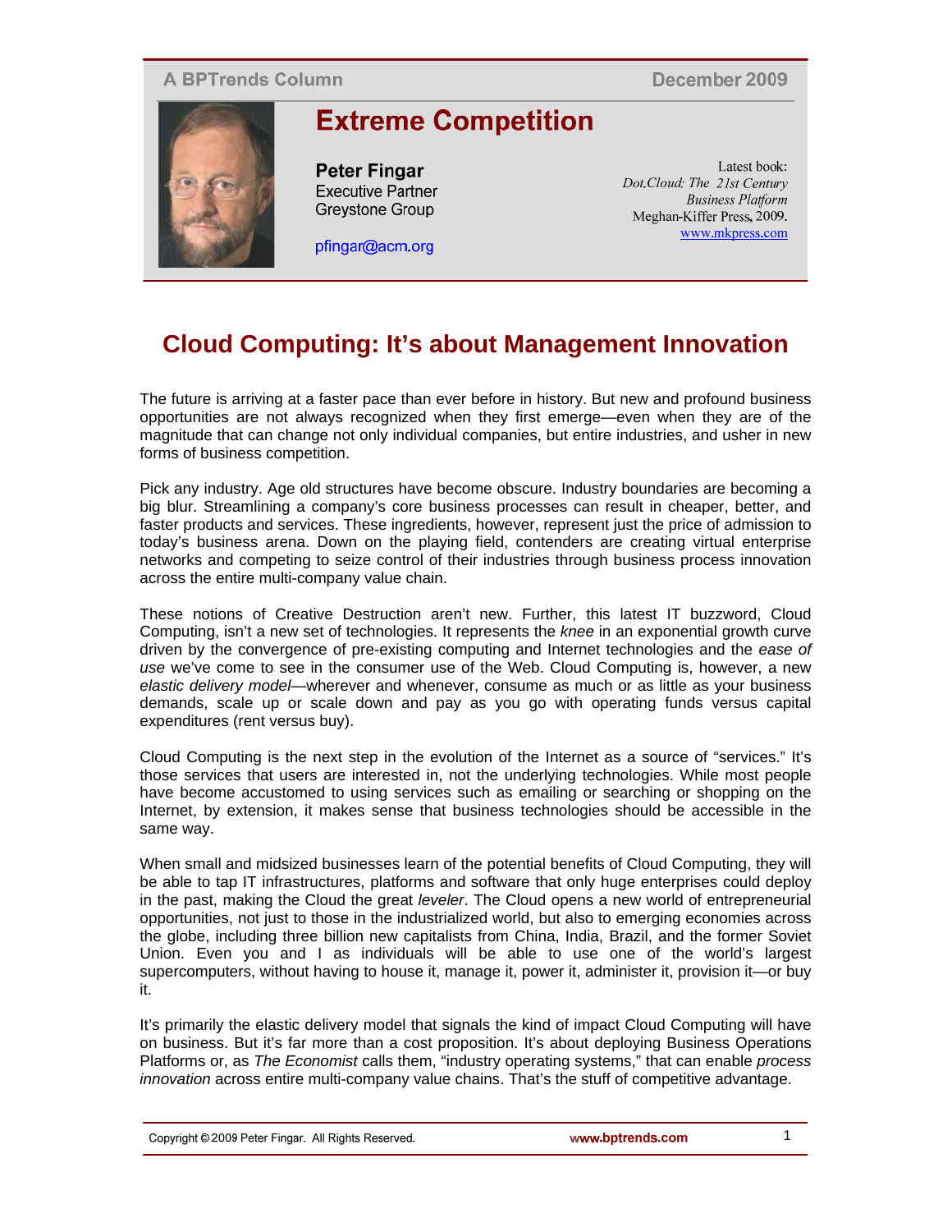A BPTrends Column — December 2009

# Extreme Competition

**Peter Fingar**
Executive Partner
Greystone Group

pfingar@acm.org

Latest book:
*Dot.Cloud: The 21st Century Business Platform*
Meghan-Kiffer Press, 2009.
www.mkpress.com

## Cloud Computing: It's about Management Innovation

The future is arriving at a faster pace than ever before in history. But new and profound business opportunities are not always recognized when they first emerge—even when they are of the magnitude that can change not only individual companies, but entire industries, and usher in new forms of business competition.

Pick any industry. Age old structures have become obscure. Industry boundaries are becoming a big blur. Streamlining a company's core business processes can result in cheaper, better, and faster products and services. These ingredients, however, represent just the price of admission to today's business arena. Down on the playing field, contenders are creating virtual enterprise networks and competing to seize control of their industries through business process innovation across the entire multi-company value chain.

These notions of Creative Destruction aren't new. Further, this latest IT buzzword, Cloud Computing, isn't a new set of technologies. It represents the *knee* in an exponential growth curve driven by the convergence of pre-existing computing and Internet technologies and the *ease of use* we've come to see in the consumer use of the Web. Cloud Computing is, however, a new *elastic delivery model*—wherever and whenever, consume as much or as little as your business demands, scale up or scale down and pay as you go with operating funds versus capital expenditures (rent versus buy).

Cloud Computing is the next step in the evolution of the Internet as a source of "services." It's those services that users are interested in, not the underlying technologies. While most people have become accustomed to using services such as emailing or searching or shopping on the Internet, by extension, it makes sense that business technologies should be accessible in the same way.

When small and midsized businesses learn of the potential benefits of Cloud Computing, they will be able to tap IT infrastructures, platforms and software that only huge enterprises could deploy in the past, making the Cloud the great *leveler*. The Cloud opens a new world of entrepreneurial opportunities, not just to those in the industrialized world, but also to emerging economies across the globe, including three billion new capitalists from China, India, Brazil, and the former Soviet Union. Even you and I as individuals will be able to use one of the world's largest supercomputers, without having to house it, manage it, power it, administer it, provision it—or buy it.

It's primarily the elastic delivery model that signals the kind of impact Cloud Computing will have on business. But it's far more than a cost proposition. It's about deploying Business Operations Platforms or, as *The Economist* calls them, "industry operating systems," that can enable *process innovation* across entire multi-company value chains. That's the stuff of competitive advantage.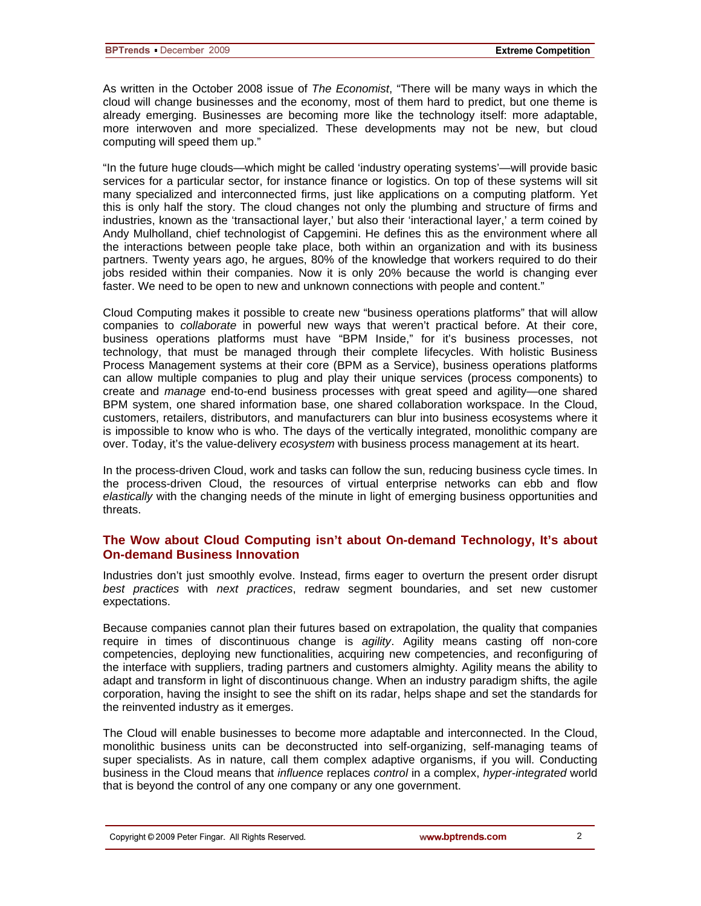As written in the October 2008 issue of *The Economist*, "There will be many ways in which the cloud will change businesses and the economy, most of them hard to predict, but one theme is already emerging. Businesses are becoming more like the technology itself: more adaptable, more interwoven and more specialized. These developments may not be new, but cloud computing will speed them up."

"In the future huge clouds—which might be called 'industry operating systems'—will provide basic services for a particular sector, for instance finance or logistics. On top of these systems will sit many specialized and interconnected firms, just like applications on a computing platform. Yet this is only half the story. The cloud changes not only the plumbing and structure of firms and industries, known as the 'transactional layer,' but also their 'interactional layer,' a term coined by Andy Mulholland, chief technologist of Capgemini. He defines this as the environment where all the interactions between people take place, both within an organization and with its business partners. Twenty years ago, he argues, 80% of the knowledge that workers required to do their jobs resided within their companies. Now it is only 20% because the world is changing ever faster. We need to be open to new and unknown connections with people and content."

Cloud Computing makes it possible to create new "business operations platforms" that will allow companies to *collaborate* in powerful new ways that weren't practical before. At their core, business operations platforms must have "BPM Inside," for it's business processes, not technology, that must be managed through their complete lifecycles. With holistic Business Process Management systems at their core (BPM as a Service), business operations platforms can allow multiple companies to plug and play their unique services (process components) to create and *manage* end-to-end business processes with great speed and agility—one shared BPM system, one shared information base, one shared collaboration workspace. In the Cloud, customers, retailers, distributors, and manufacturers can blur into business ecosystems where it is impossible to know who is who. The days of the vertically integrated, monolithic company are over. Today, it's the value-delivery *ecosystem* with business process management at its heart.

In the process-driven Cloud, work and tasks can follow the sun, reducing business cycle times. In the process-driven Cloud, the resources of virtual enterprise networks can ebb and flow *elastically* with the changing needs of the minute in light of emerging business opportunities and threats.

## The Wow about Cloud Computing isn't about On-demand Technology, It's about On-demand Business Innovation

Industries don't just smoothly evolve. Instead, firms eager to overturn the present order disrupt *best practices* with *next practices*, redraw segment boundaries, and set new customer expectations.

Because companies cannot plan their futures based on extrapolation, the quality that companies require in times of discontinuous change is *agility*. Agility means casting off non-core competencies, deploying new functionalities, acquiring new competencies, and reconfiguring of the interface with suppliers, trading partners and customers almighty. Agility means the ability to adapt and transform in light of discontinuous change. When an industry paradigm shifts, the agile corporation, having the insight to see the shift on its radar, helps shape and set the standards for the reinvented industry as it emerges.

The Cloud will enable businesses to become more adaptable and interconnected. In the Cloud, monolithic business units can be deconstructed into self-organizing, self-managing teams of super specialists. As in nature, call them complex adaptive organisms, if you will. Conducting business in the Cloud means that *influence* replaces *control* in a complex, *hyper-integrated* world that is beyond the control of any one company or any one government.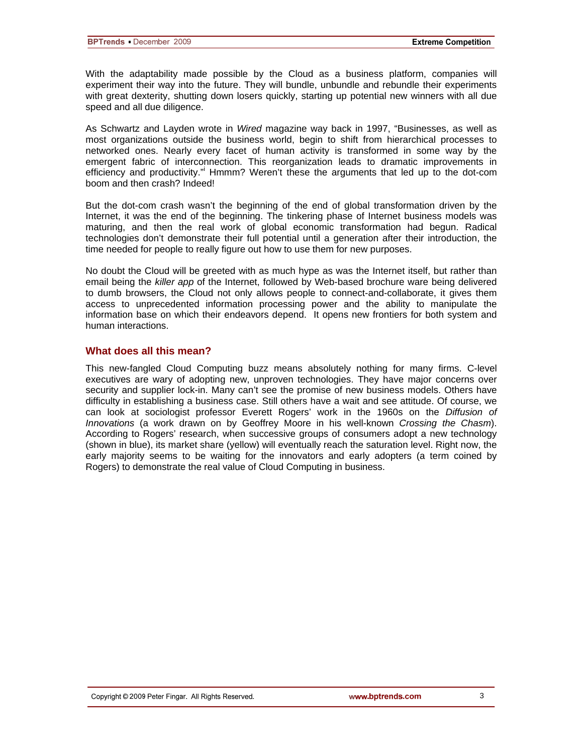With the adaptability made possible by the Cloud as a business platform, companies will experiment their way into the future. They will bundle, unbundle and rebundle their experiments with great dexterity, shutting down losers quickly, starting up potential new winners with all due speed and all due diligence.

As Schwartz and Layden wrote in *Wired* magazine way back in 1997, "Businesses, as well as most organizations outside the business world, begin to shift from hierarchical processes to networked ones. Nearly every facet of human activity is transformed in some way by the emergent fabric of interconnection. This reorganization leads to dramatic improvements in efficiency and productivity."[i] Hmmm? Weren't these the arguments that led up to the dot-com boom and then crash? Indeed!

But the dot-com crash wasn't the beginning of the end of global transformation driven by the Internet, it was the end of the beginning. The tinkering phase of Internet business models was maturing, and then the real work of global economic transformation had begun. Radical technologies don't demonstrate their full potential until a generation after their introduction, the time needed for people to really figure out how to use them for new purposes.

No doubt the Cloud will be greeted with as much hype as was the Internet itself, but rather than email being the *killer app* of the Internet, followed by Web-based brochure ware being delivered to dumb browsers, the Cloud not only allows people to connect-and-collaborate, it gives them access to unprecedented information processing power and the ability to manipulate the information base on which their endeavors depend. It opens new frontiers for both system and human interactions.

## What does all this mean?

This new-fangled Cloud Computing buzz means absolutely nothing for many firms. C-level executives are wary of adopting new, unproven technologies. They have major concerns over security and supplier lock-in. Many can't see the promise of new business models. Others have difficulty in establishing a business case. Still others have a wait and see attitude. Of course, we can look at sociologist professor Everett Rogers' work in the 1960s on the *Diffusion of Innovations* (a work drawn on by Geoffrey Moore in his well-known *Crossing the Chasm*). According to Rogers' research, when successive groups of consumers adopt a new technology (shown in blue), its market share (yellow) will eventually reach the saturation level. Right now, the early majority seems to be waiting for the innovators and early adopters (a term coined by Rogers) to demonstrate the real value of Cloud Computing in business.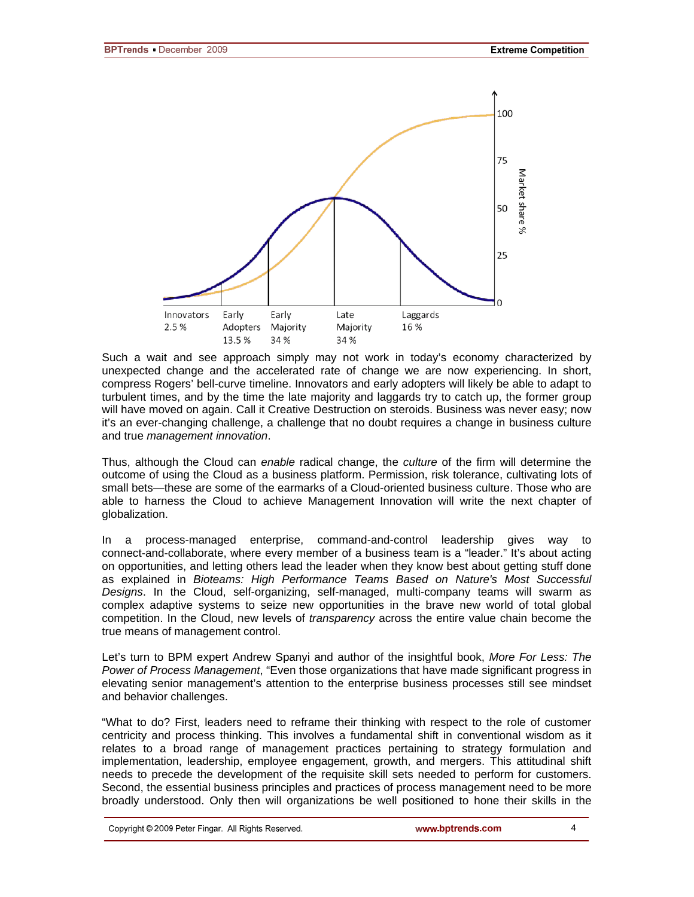Innovators 2.5 % | Early Adopters 13.5 % | Early Majority 34 % | Late Majority 34 % | Laggards 16 %

Market share %

Such a wait and see approach simply may not work in today's economy characterized by unexpected change and the accelerated rate of change we are now experiencing. In short, compress Rogers' bell-curve timeline. Innovators and early adopters will likely be able to adapt to turbulent times, and by the time the late majority and laggards try to catch up, the former group will have moved on again. Call it Creative Destruction on steroids. Business was never easy; now it's an ever-changing challenge, a challenge that no doubt requires a change in business culture and true *management innovation*.

Thus, although the Cloud can *enable* radical change, the *culture* of the firm will determine the outcome of using the Cloud as a business platform. Permission, risk tolerance, cultivating lots of small bets—these are some of the earmarks of a Cloud-oriented business culture. Those who are able to harness the Cloud to achieve Management Innovation will write the next chapter of globalization.

In a process-managed enterprise, command-and-control leadership gives way to connect-and-collaborate, where every member of a business team is a "leader." It's about acting on opportunities, and letting others lead the leader when they know best about getting stuff done as explained in *Bioteams: High Performance Teams Based on Nature's Most Successful Designs*. In the Cloud, self-organizing, self-managed, multi-company teams will swarm as complex adaptive systems to seize new opportunities in the brave new world of total global competition. In the Cloud, new levels of *transparency* across the entire value chain become the true means of management control.

Let's turn to BPM expert Andrew Spanyi and author of the insightful book, *More For Less: The Power of Process Management*, "Even those organizations that have made significant progress in elevating senior management's attention to the enterprise business processes still see mindset and behavior challenges.

"What to do? First, leaders need to reframe their thinking with respect to the role of customer centricity and process thinking. This involves a fundamental shift in conventional wisdom as it relates to a broad range of management practices pertaining to strategy formulation and implementation, leadership, employee engagement, growth, and mergers. This attitudinal shift needs to precede the development of the requisite skill sets needed to perform for customers. Second, the essential business principles and practices of process management need to be more broadly understood. Only then will organizations be well positioned to hone their skills in the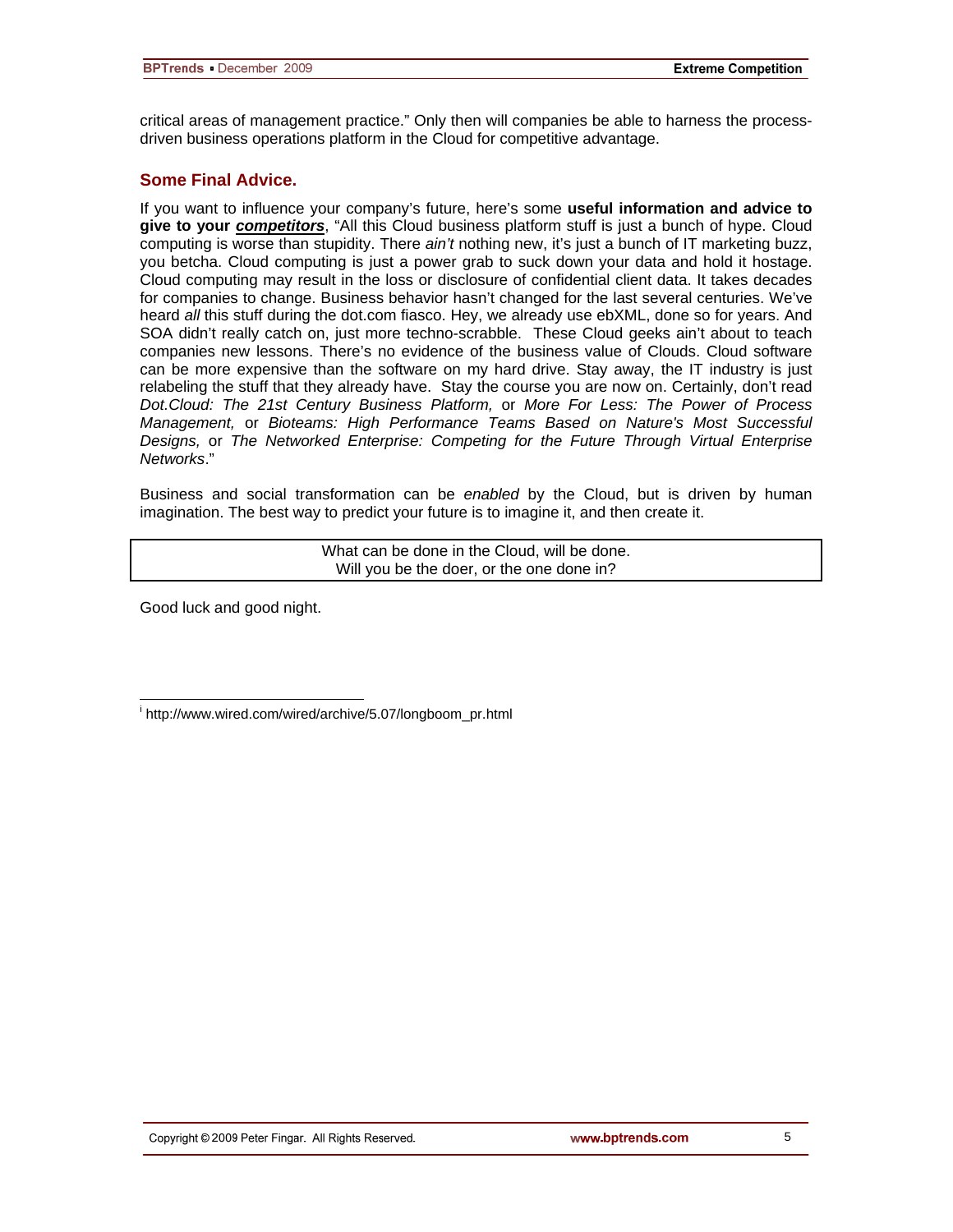critical areas of management practice." Only then will companies be able to harness the process-driven business operations platform in the Cloud for competitive advantage.

## Some Final Advice.

If you want to influence your company's future, here's some **useful information and advice to give to your *competitors***, "All this Cloud business platform stuff is just a bunch of hype. Cloud computing is worse than stupidity. There *ain't* nothing new, it's just a bunch of IT marketing buzz, you betcha. Cloud computing is just a power grab to suck down your data and hold it hostage. Cloud computing may result in the loss or disclosure of confidential client data. It takes decades for companies to change. Business behavior hasn't changed for the last several centuries. We've heard *all* this stuff during the dot.com fiasco. Hey, we already use ebXML, done so for years. And SOA didn't really catch on, just more techno-scrabble. These Cloud geeks ain't about to teach companies new lessons. There's no evidence of the business value of Clouds. Cloud software can be more expensive than the software on my hard drive. Stay away, the IT industry is just relabeling the stuff that they already have. Stay the course you are now on. Certainly, don't read *Dot.Cloud: The 21st Century Business Platform,* or *More For Less: The Power of Process Management,* or *Bioteams: High Performance Teams Based on Nature's Most Successful Designs,* or *The Networked Enterprise: Competing for the Future Through Virtual Enterprise Networks*."

Business and social transformation can be *enabled* by the Cloud, but is driven by human imagination. The best way to predict your future is to imagine it, and then create it.

| |
|---|
| What can be done in the Cloud, will be done.<br>Will you be the doer, or the one done in? |

Good luck and good night.

---

[i] http://www.wired.com/wired/archive/5.07/longboom_pr.html